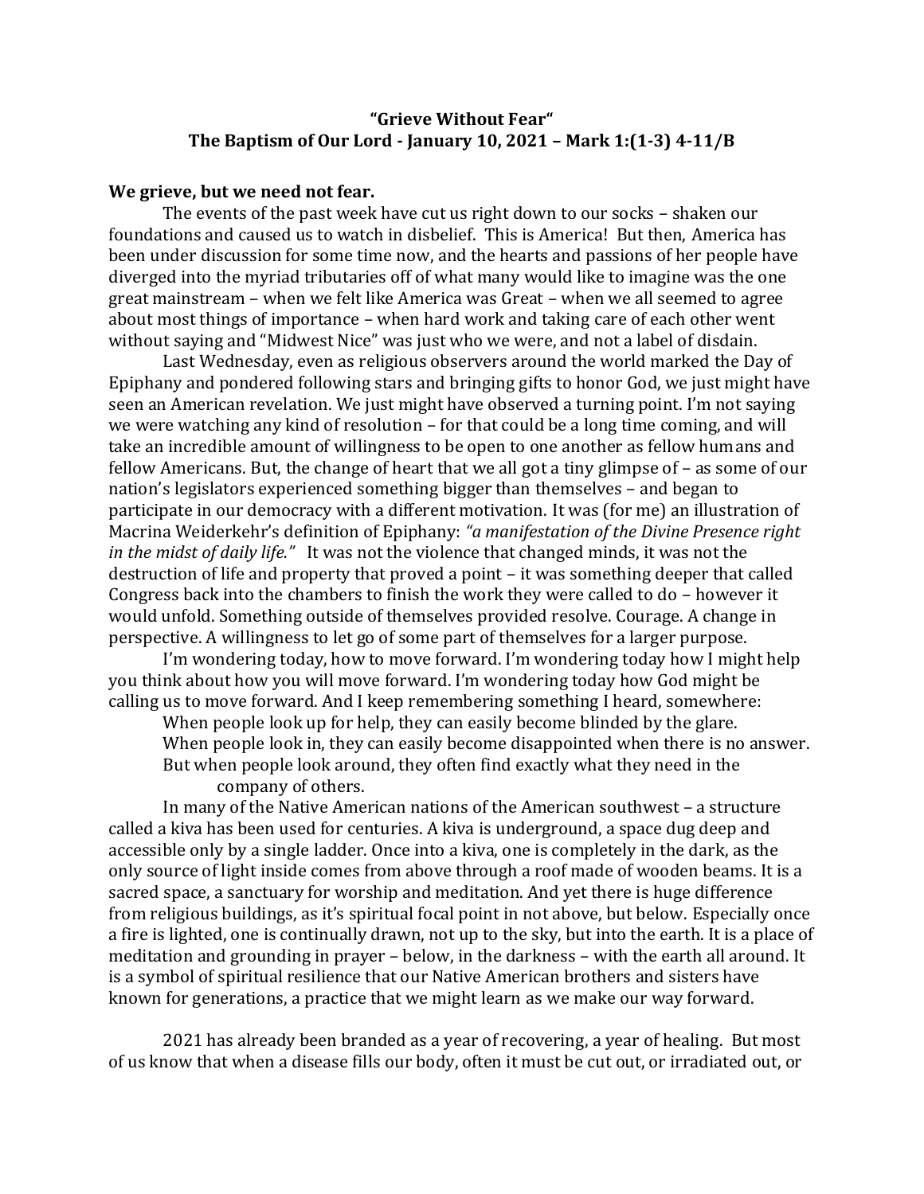# "Grieve Without Fear"

## The Baptism of Our Lord - January 10, 2021 – Mark 1:(1-3) 4-11/B

**We grieve, but we need not fear.**

The events of the past week have cut us right down to our socks – shaken our foundations and caused us to watch in disbelief. This is America! But then, America has been under discussion for some time now, and the hearts and passions of her people have diverged into the myriad tributaries off of what many would like to imagine was the one great mainstream – when we felt like America was Great – when we all seemed to agree about most things of importance – when hard work and taking care of each other went without saying and "Midwest Nice" was just who we were, and not a label of disdain.

Last Wednesday, even as religious observers around the world marked the Day of Epiphany and pondered following stars and bringing gifts to honor God, we just might have seen an American revelation. We just might have observed a turning point. I'm not saying we were watching any kind of resolution – for that could be a long time coming, and will take an incredible amount of willingness to be open to one another as fellow humans and fellow Americans. But, the change of heart that we all got a tiny glimpse of – as some of our nation's legislators experienced something bigger than themselves – and began to participate in our democracy with a different motivation. It was (for me) an illustration of Macrina Weiderkehr's definition of Epiphany: *"a manifestation of the Divine Presence right in the midst of daily life."* It was not the violence that changed minds, it was not the destruction of life and property that proved a point – it was something deeper that called Congress back into the chambers to finish the work they were called to do – however it would unfold. Something outside of themselves provided resolve. Courage. A change in perspective. A willingness to let go of some part of themselves for a larger purpose.

I'm wondering today, how to move forward. I'm wondering today how I might help you think about how you will move forward. I'm wondering today how God might be calling us to move forward. And I keep remembering something I heard, somewhere:

When people look up for help, they can easily become blinded by the glare.
When people look in, they can easily become disappointed when there is no answer.
But when people look around, they often find exactly what they need in the company of others.

In many of the Native American nations of the American southwest – a structure called a kiva has been used for centuries. A kiva is underground, a space dug deep and accessible only by a single ladder. Once into a kiva, one is completely in the dark, as the only source of light inside comes from above through a roof made of wooden beams. It is a sacred space, a sanctuary for worship and meditation. And yet there is huge difference from religious buildings, as it's spiritual focal point in not above, but below. Especially once a fire is lighted, one is continually drawn, not up to the sky, but into the earth. It is a place of meditation and grounding in prayer – below, in the darkness – with the earth all around. It is a symbol of spiritual resilience that our Native American brothers and sisters have known for generations, a practice that we might learn as we make our way forward.

2021 has already been branded as a year of recovering, a year of healing. But most of us know that when a disease fills our body, often it must be cut out, or irradiated out, or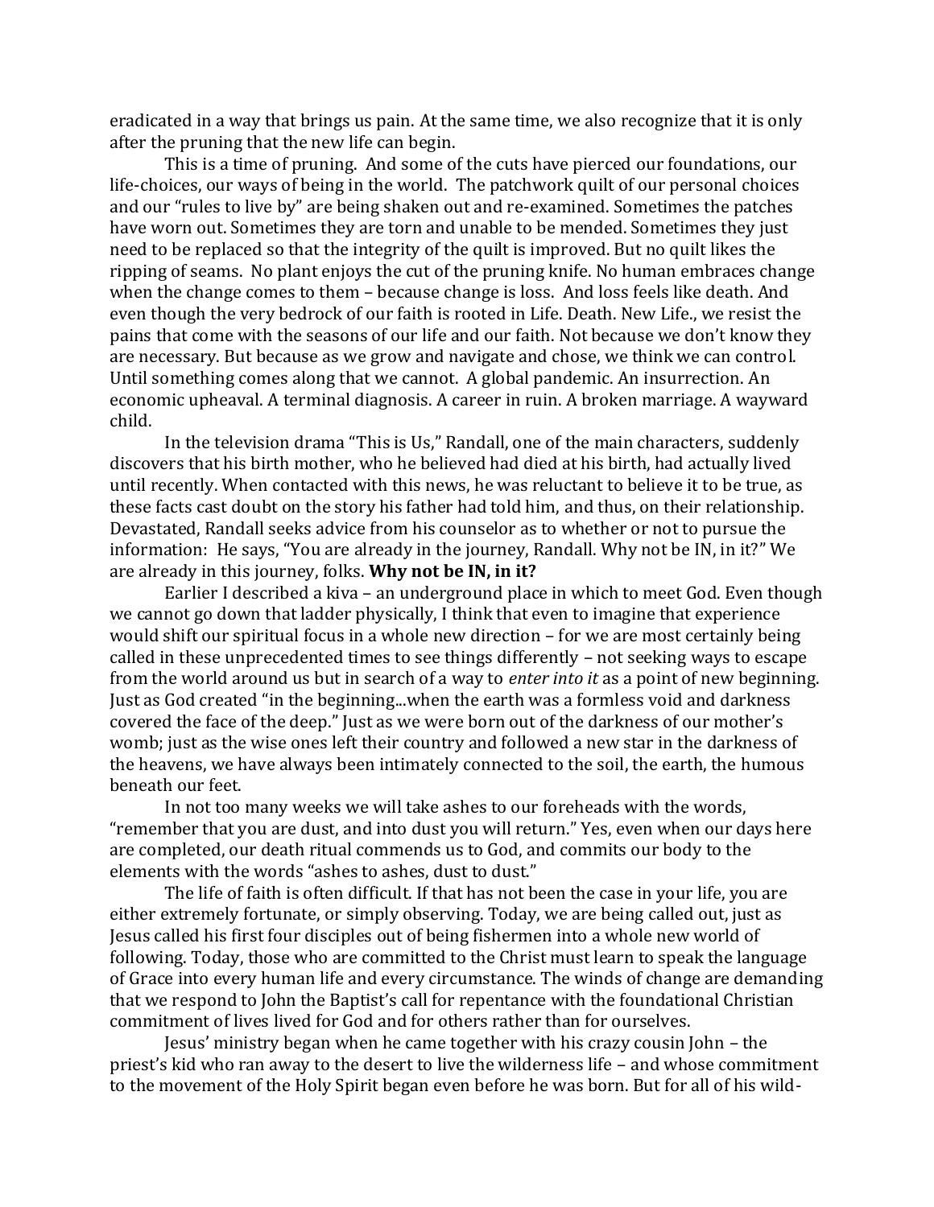eradicated in a way that brings us pain. At the same time, we also recognize that it is only after the pruning that the new life can begin.

This is a time of pruning. And some of the cuts have pierced our foundations, our life-choices, our ways of being in the world. The patchwork quilt of our personal choices and our "rules to live by" are being shaken out and re-examined. Sometimes the patches have worn out. Sometimes they are torn and unable to be mended. Sometimes they just need to be replaced so that the integrity of the quilt is improved. But no quilt likes the ripping of seams. No plant enjoys the cut of the pruning knife. No human embraces change when the change comes to them – because change is loss. And loss feels like death. And even though the very bedrock of our faith is rooted in Life. Death. New Life., we resist the pains that come with the seasons of our life and our faith. Not because we don't know they are necessary. But because as we grow and navigate and chose, we think we can control. Until something comes along that we cannot. A global pandemic. An insurrection. An economic upheaval. A terminal diagnosis. A career in ruin. A broken marriage. A wayward child.

In the television drama "This is Us," Randall, one of the main characters, suddenly discovers that his birth mother, who he believed had died at his birth, had actually lived until recently. When contacted with this news, he was reluctant to believe it to be true, as these facts cast doubt on the story his father had told him, and thus, on their relationship. Devastated, Randall seeks advice from his counselor as to whether or not to pursue the information: He says, "You are already in the journey, Randall. Why not be IN, in it?" We are already in this journey, folks. **Why not be IN, in it?**

Earlier I described a kiva – an underground place in which to meet God. Even though we cannot go down that ladder physically, I think that even to imagine that experience would shift our spiritual focus in a whole new direction – for we are most certainly being called in these unprecedented times to see things differently – not seeking ways to escape from the world around us but in search of a way to *enter into it* as a point of new beginning. Just as God created "in the beginning...when the earth was a formless void and darkness covered the face of the deep." Just as we were born out of the darkness of our mother's womb; just as the wise ones left their country and followed a new star in the darkness of the heavens, we have always been intimately connected to the soil, the earth, the humous beneath our feet.

In not too many weeks we will take ashes to our foreheads with the words, "remember that you are dust, and into dust you will return." Yes, even when our days here are completed, our death ritual commends us to God, and commits our body to the elements with the words "ashes to ashes, dust to dust."

The life of faith is often difficult. If that has not been the case in your life, you are either extremely fortunate, or simply observing. Today, we are being called out, just as Jesus called his first four disciples out of being fishermen into a whole new world of following. Today, those who are committed to the Christ must learn to speak the language of Grace into every human life and every circumstance. The winds of change are demanding that we respond to John the Baptist's call for repentance with the foundational Christian commitment of lives lived for God and for others rather than for ourselves.

Jesus' ministry began when he came together with his crazy cousin John – the priest's kid who ran away to the desert to live the wilderness life – and whose commitment to the movement of the Holy Spirit began even before he was born. But for all of his wild-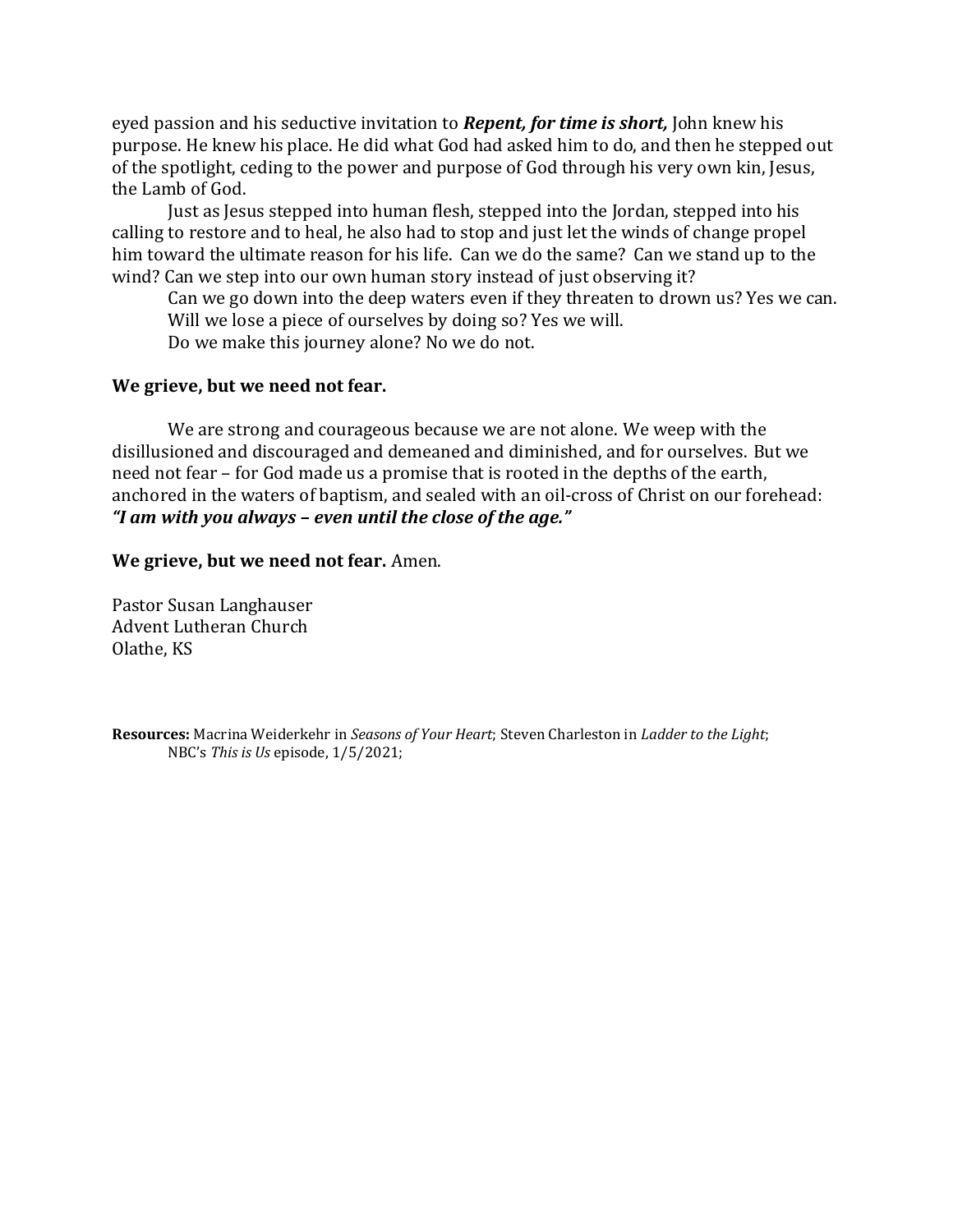eyed passion and his seductive invitation to ***Repent, for time is short,*** John knew his purpose. He knew his place. He did what God had asked him to do, and then he stepped out of the spotlight, ceding to the power and purpose of God through his very own kin, Jesus, the Lamb of God.

Just as Jesus stepped into human flesh, stepped into the Jordan, stepped into his calling to restore and to heal, he also had to stop and just let the winds of change propel him toward the ultimate reason for his life. Can we do the same? Can we stand up to the wind? Can we step into our own human story instead of just observing it?

Can we go down into the deep waters even if they threaten to drown us? Yes we can.

Will we lose a piece of ourselves by doing so? Yes we will.

Do we make this journey alone? No we do not.

**We grieve, but we need not fear.**

We are strong and courageous because we are not alone. We weep with the disillusioned and discouraged and demeaned and diminished, and for ourselves. But we need not fear – for God made us a promise that is rooted in the depths of the earth, anchored in the waters of baptism, and sealed with an oil-cross of Christ on our forehead: ***"I am with you always – even until the close of the age."***

**We grieve, but we need not fear.** Amen.

Pastor Susan Langhauser
Advent Lutheran Church
Olathe, KS

**Resources:** Macrina Weiderkehr in *Seasons of Your Heart*; Steven Charleston in *Ladder to the Light*; NBC's *This is Us* episode, 1/5/2021;